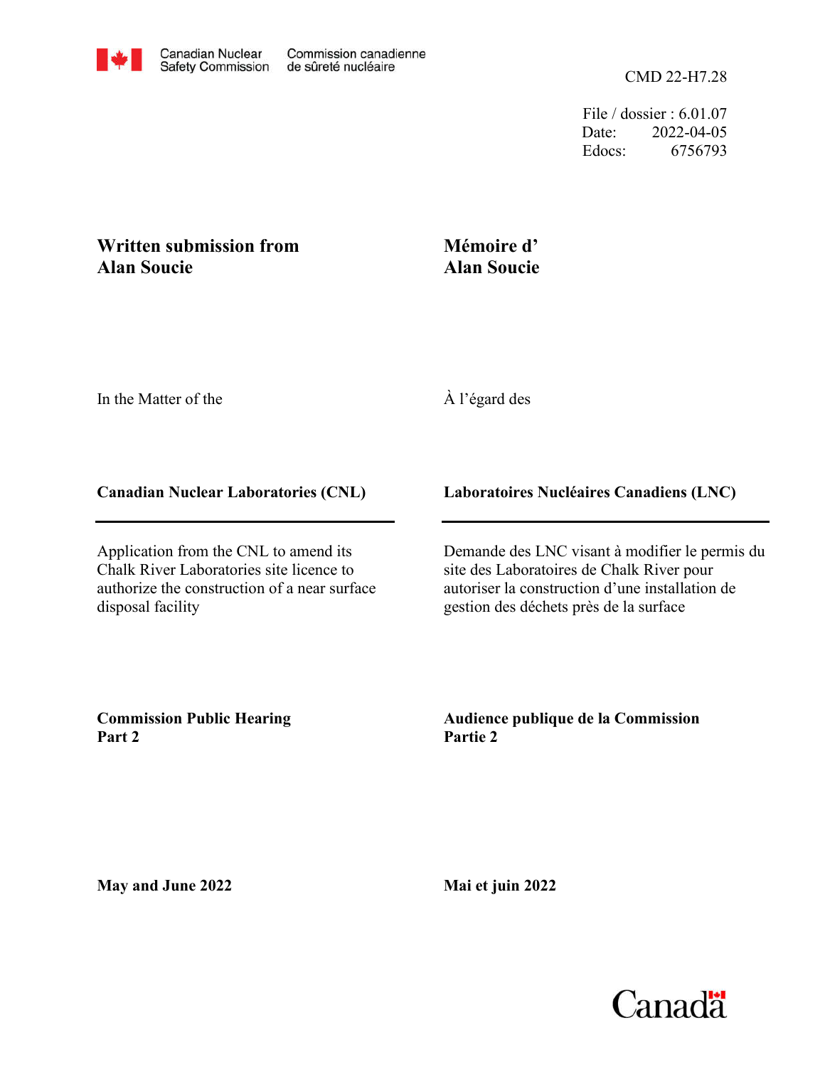Canadian Nuclear Safety Commission | Commission canadienne de sûreté nucléaire

CMD 22-H7.28

File / dossier : 6.01.07
Date: 2022-04-05
Edocs: 6756793

**Written submission from Alan Soucie**

**Mémoire d' Alan Soucie**

In the Matter of the

À l'égard des

**Canadian Nuclear Laboratories (CNL)**

**Laboratoires Nucléaires Canadiens (LNC)**

Application from the CNL to amend its Chalk River Laboratories site licence to authorize the construction of a near surface disposal facility

Demande des LNC visant à modifier le permis du site des Laboratoires de Chalk River pour autoriser la construction d'une installation de gestion des déchets près de la surface

**Commission Public Hearing Part 2**

**Audience publique de la Commission Partie 2**

**May and June 2022**

**Mai et juin 2022**

Canada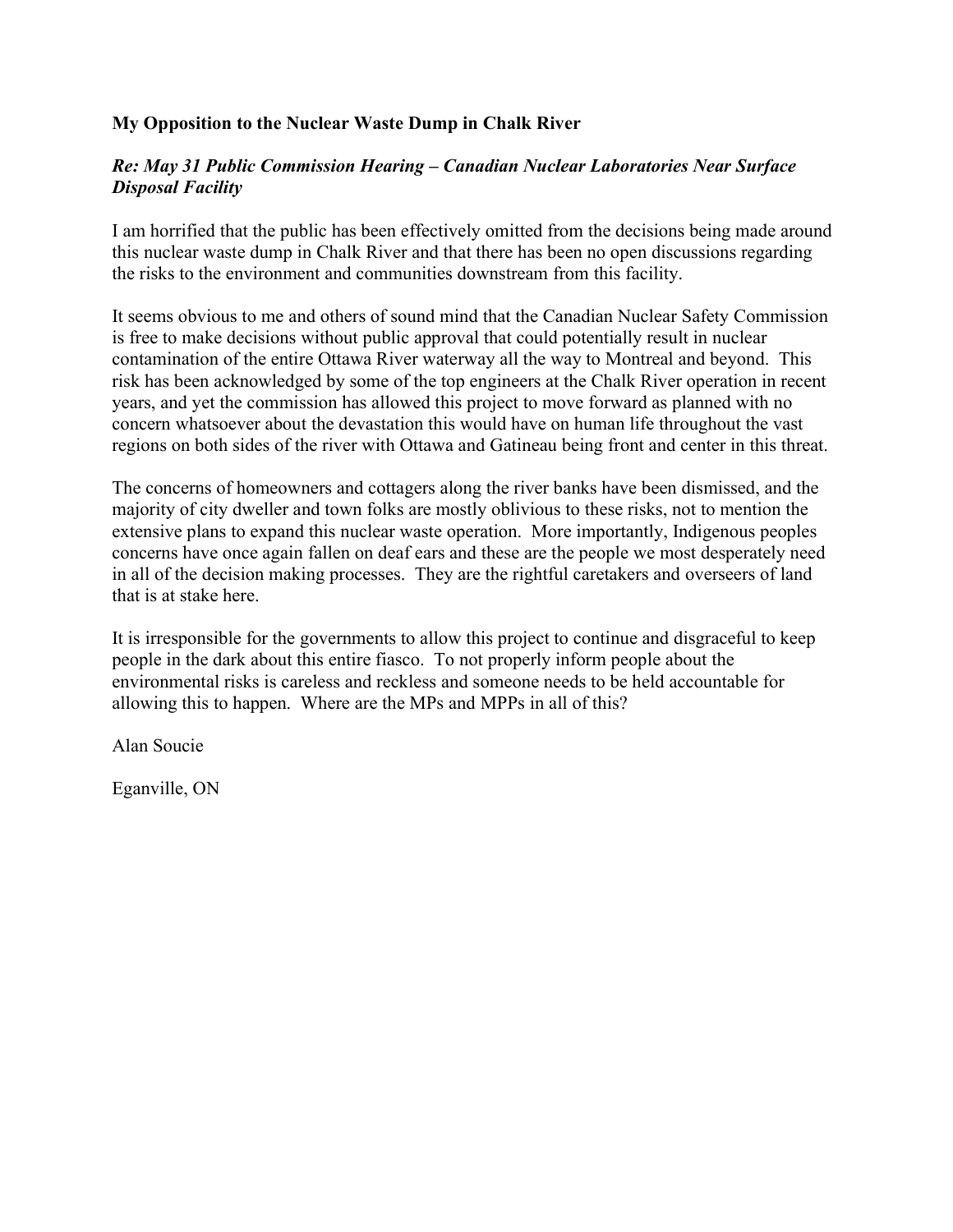**My Opposition to the Nuclear Waste Dump in Chalk River**

***Re: May 31 Public Commission Hearing – Canadian Nuclear Laboratories Near Surface Disposal Facility***

I am horrified that the public has been effectively omitted from the decisions being made around this nuclear waste dump in Chalk River and that there has been no open discussions regarding the risks to the environment and communities downstream from this facility.

It seems obvious to me and others of sound mind that the Canadian Nuclear Safety Commission is free to make decisions without public approval that could potentially result in nuclear contamination of the entire Ottawa River waterway all the way to Montreal and beyond. This risk has been acknowledged by some of the top engineers at the Chalk River operation in recent years, and yet the commission has allowed this project to move forward as planned with no concern whatsoever about the devastation this would have on human life throughout the vast regions on both sides of the river with Ottawa and Gatineau being front and center in this threat.

The concerns of homeowners and cottagers along the river banks have been dismissed, and the majority of city dweller and town folks are mostly oblivious to these risks, not to mention the extensive plans to expand this nuclear waste operation. More importantly, Indigenous peoples concerns have once again fallen on deaf ears and these are the people we most desperately need in all of the decision making processes. They are the rightful caretakers and overseers of land that is at stake here.

It is irresponsible for the governments to allow this project to continue and disgraceful to keep people in the dark about this entire fiasco. To not properly inform people about the environmental risks is careless and reckless and someone needs to be held accountable for allowing this to happen. Where are the MPs and MPPs in all of this?

Alan Soucie

Eganville, ON